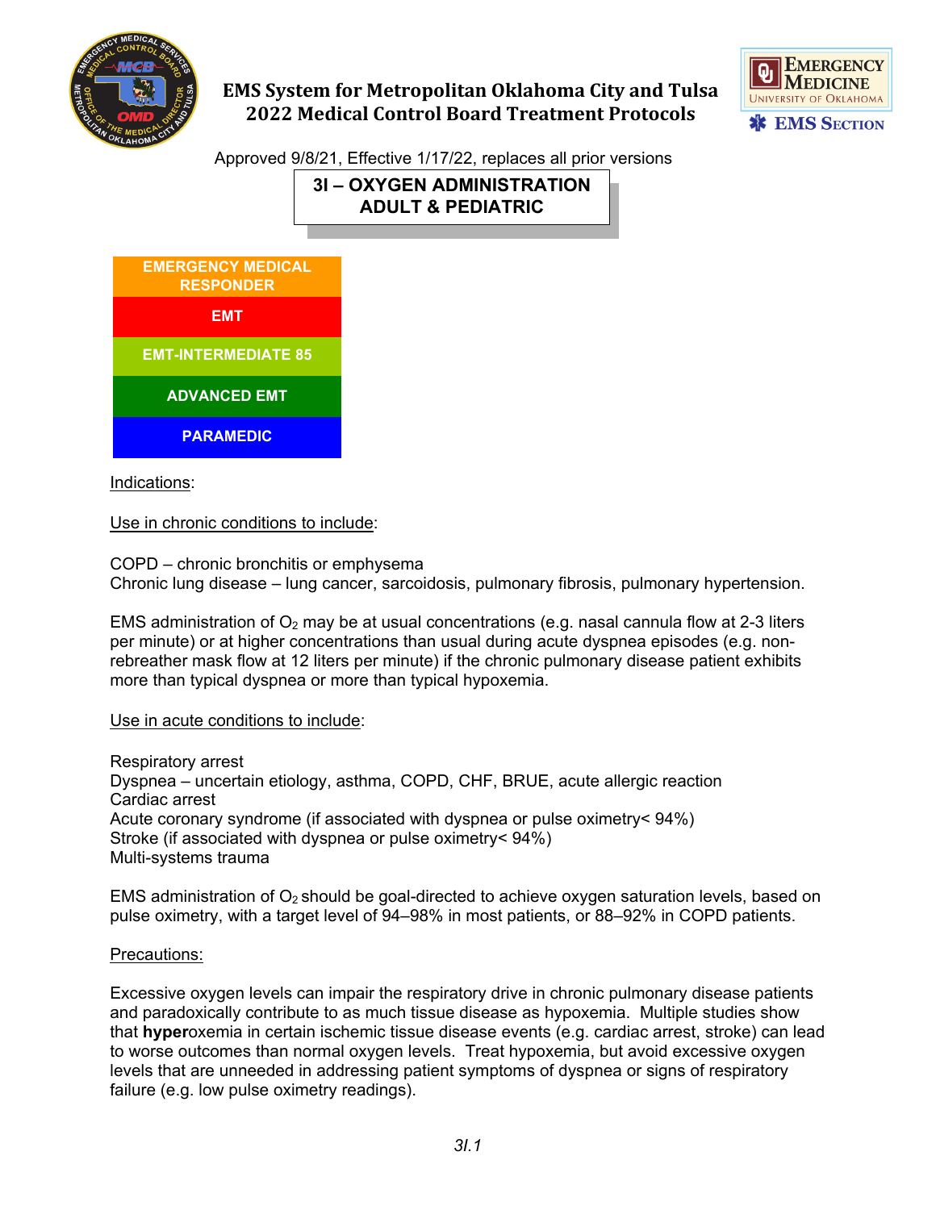# EMS System for Metropolitan Oklahoma City and Tulsa
## 2022 Medical Control Board Treatment Protocols

Approved 9/8/21, Effective 1/17/22, replaces all prior versions

## 3I – OXYGEN ADMINISTRATION ADULT & PEDIATRIC

| EMERGENCY MEDICAL RESPONDER |
|---|
| EMT |
| EMT-INTERMEDIATE 85 |
| ADVANCED EMT |
| PARAMEDIC |

Indications:

Use in chronic conditions to include:

COPD – chronic bronchitis or emphysema
Chronic lung disease – lung cancer, sarcoidosis, pulmonary fibrosis, pulmonary hypertension.

EMS administration of $O_2$ may be at usual concentrations (e.g. nasal cannula flow at 2-3 liters per minute) or at higher concentrations than usual during acute dyspnea episodes (e.g. non-rebreather mask flow at 12 liters per minute) if the chronic pulmonary disease patient exhibits more than typical dyspnea or more than typical hypoxemia.

Use in acute conditions to include:

Respiratory arrest
Dyspnea – uncertain etiology, asthma, COPD, CHF, BRUE, acute allergic reaction
Cardiac arrest
Acute coronary syndrome (if associated with dyspnea or pulse oximetry< 94%)
Stroke (if associated with dyspnea or pulse oximetry< 94%)
Multi-systems trauma

EMS administration of $O_2$ should be goal-directed to achieve oxygen saturation levels, based on pulse oximetry, with a target level of 94–98% in most patients, or 88–92% in COPD patients.

Precautions:

Excessive oxygen levels can impair the respiratory drive in chronic pulmonary disease patients and paradoxically contribute to as much tissue disease as hypoxemia. Multiple studies show that **hyper**oxemia in certain ischemic tissue disease events (e.g. cardiac arrest, stroke) can lead to worse outcomes than normal oxygen levels. Treat hypoxemia, but avoid excessive oxygen levels that are unneeded in addressing patient symptoms of dyspnea or signs of respiratory failure (e.g. low pulse oximetry readings).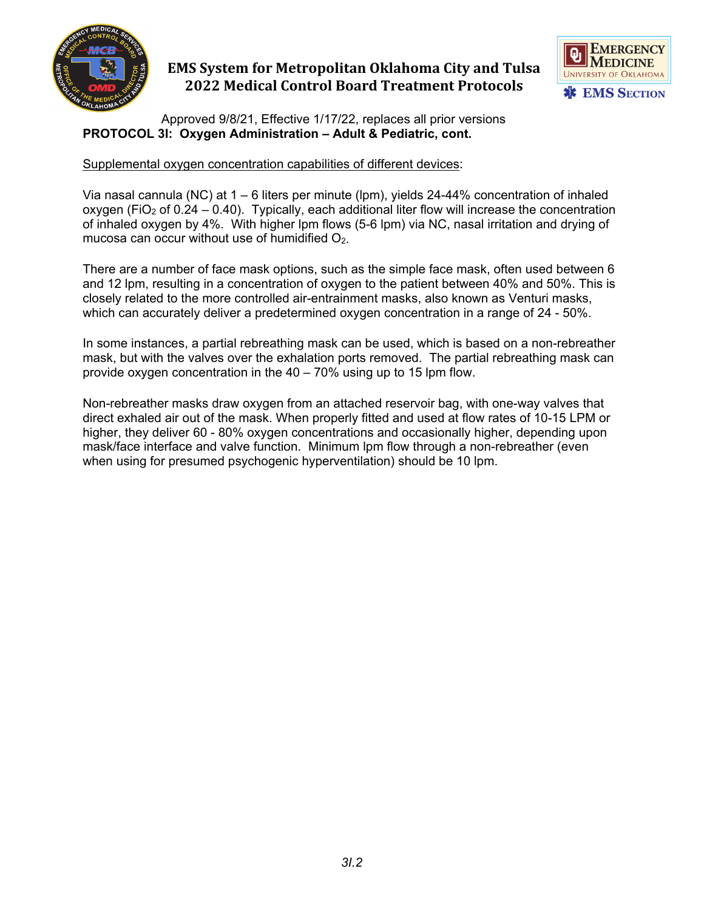Approved 9/8/21, Effective 1/17/22, replaces all prior versions

**PROTOCOL 3I: Oxygen Administration – Adult & Pediatric, cont.**

Supplemental oxygen concentration capabilities of different devices:

Via nasal cannula (NC) at 1 – 6 liters per minute (lpm), yields 24-44% concentration of inhaled oxygen ($FiO_2$ of 0.24 – 0.40). Typically, each additional liter flow will increase the concentration of inhaled oxygen by 4%. With higher lpm flows (5-6 lpm) via NC, nasal irritation and drying of mucosa can occur without use of humidified $O_2$.

There are a number of face mask options, such as the simple face mask, often used between 6 and 12 lpm, resulting in a concentration of oxygen to the patient between 40% and 50%. This is closely related to the more controlled air-entrainment masks, also known as Venturi masks, which can accurately deliver a predetermined oxygen concentration in a range of 24 - 50%.

In some instances, a partial rebreathing mask can be used, which is based on a non-rebreather mask, but with the valves over the exhalation ports removed. The partial rebreathing mask can provide oxygen concentration in the 40 – 70% using up to 15 lpm flow.

Non-rebreather masks draw oxygen from an attached reservoir bag, with one-way valves that direct exhaled air out of the mask. When properly fitted and used at flow rates of 10-15 LPM or higher, they deliver 60 - 80% oxygen concentrations and occasionally higher, depending upon mask/face interface and valve function. Minimum lpm flow through a non-rebreather (even when using for presumed psychogenic hyperventilation) should be 10 lpm.